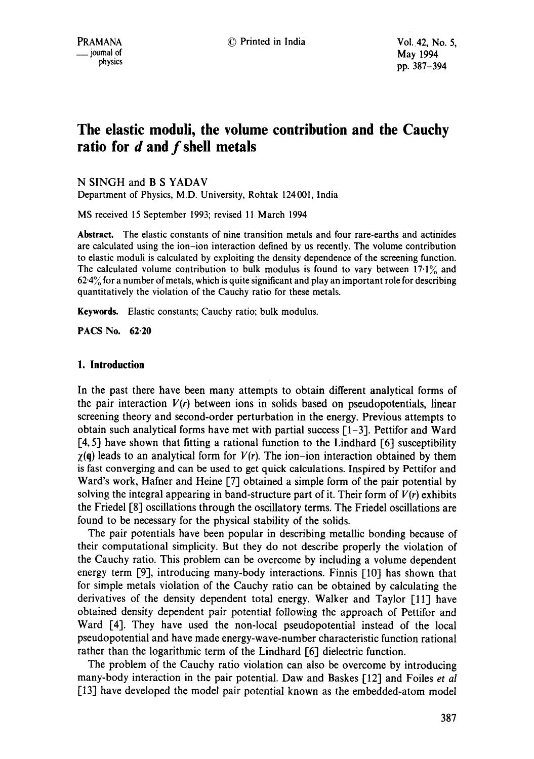# The elastic moduli, the volume contribution and the Cauchy ratio for $d$ and $f$ shell metals

N SINGH and B S YADAV

Department of Physics, M.D. University, Rohtak 124001, India

MS received 15 September 1993; revised 11 March 1994

**Abstract.** The elastic constants of nine transition metals and four rare-earths and actinides are calculated using the ion–ion interaction defined by us recently. The volume contribution to elastic moduli is calculated by exploiting the density dependence of the screening function. The calculated volume contribution to bulk modulus is found to vary between 17·1% and 62·4% for a number of metals, which is quite significant and play an important role for describing quantitatively the violation of the Cauchy ratio for these metals.

**Keywords.** Elastic constants; Cauchy ratio; bulk modulus.

**PACS No. 62·20**

## 1. Introduction

In the past there have been many attempts to obtain different analytical forms of the pair interaction $V(r)$ between ions in solids based on pseudopotentials, linear screening theory and second-order perturbation in the energy. Previous attempts to obtain such analytical forms have met with partial success [1–3]. Pettifor and Ward [4, 5] have shown that fitting a rational function to the Lindhard [6] susceptibility $\chi(\mathbf{q})$ leads to an analytical form for $V(r)$. The ion–ion interaction obtained by them is fast converging and can be used to get quick calculations. Inspired by Pettifor and Ward's work, Hafner and Heine [7] obtained a simple form of the pair potential by solving the integral appearing in band-structure part of it. Their form of $V(r)$ exhibits the Friedel [8] oscillations through the oscillatory terms. The Friedel oscillations are found to be necessary for the physical stability of the solids.

The pair potentials have been popular in describing metallic bonding because of their computational simplicity. But they do not describe properly the violation of the Cauchy ratio. This problem can be overcome by including a volume dependent energy term [9], introducing many-body interactions. Finnis [10] has shown that for simple metals violation of the Cauchy ratio can be obtained by calculating the derivatives of the density dependent total energy. Walker and Taylor [11] have obtained density dependent pair potential following the approach of Pettifor and Ward [4]. They have used the non-local pseudopotential instead of the local pseudopotential and have made energy-wave-number characteristic function rational rather than the logarithmic term of the Lindhard [6] dielectric function.

The problem of the Cauchy ratio violation can also be overcome by introducing many-body interaction in the pair potential. Daw and Baskes [12] and Foiles *et al* [13] have developed the model pair potential known as the embedded-atom model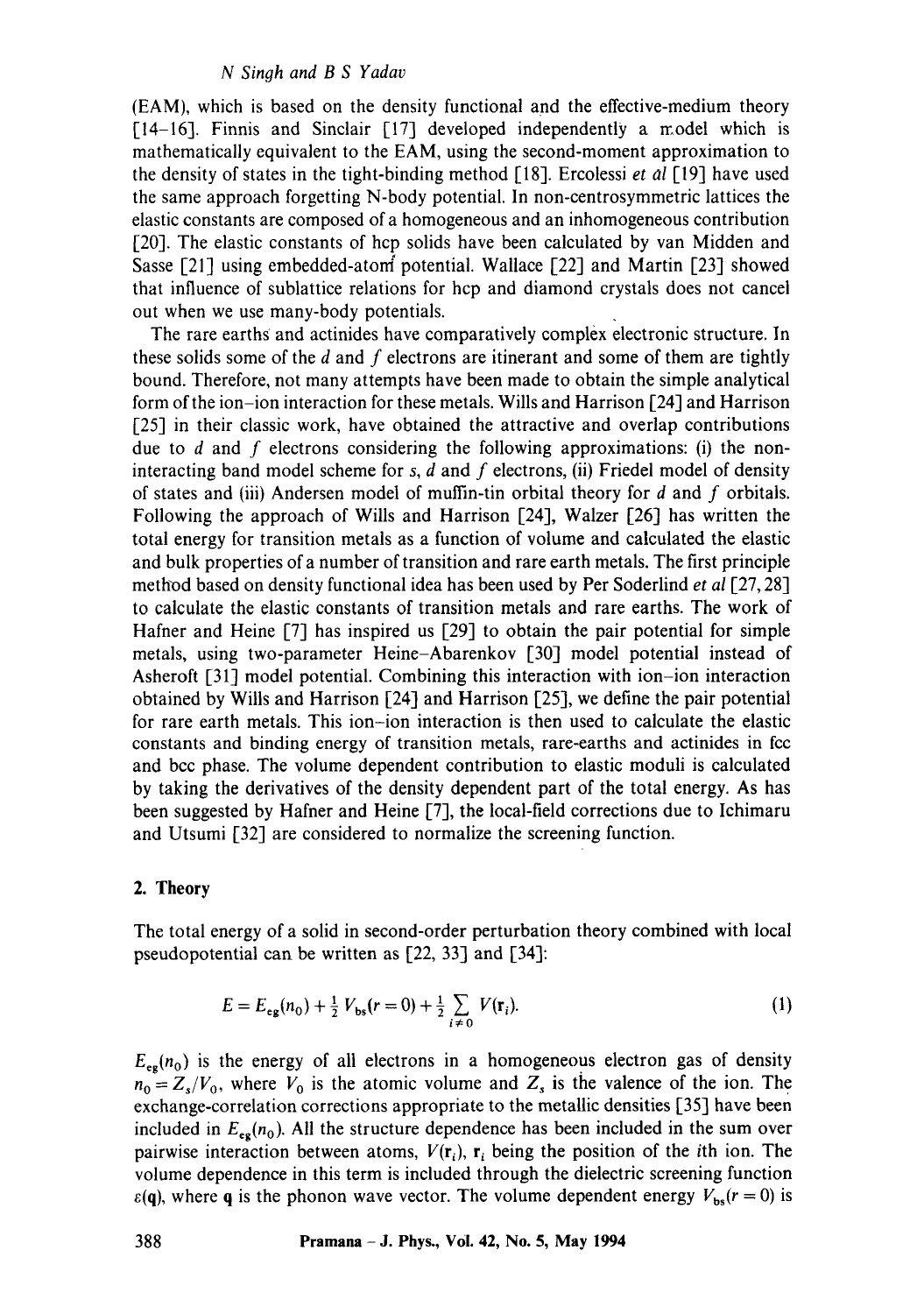(EAM), which is based on the density functional and the effective-medium theory [14–16]. Finnis and Sinclair [17] developed independently a model which is mathematically equivalent to the EAM, using the second-moment approximation to the density of states in the tight-binding method [18]. Ercolessi *et al* [19] have used the same approach forgetting N-body potential. In non-centrosymmetric lattices the elastic constants are composed of a homogeneous and an inhomogeneous contribution [20]. The elastic constants of hcp solids have been calculated by van Midden and Sasse [21] using embedded-atom potential. Wallace [22] and Martin [23] showed that influence of sublattice relations for hcp and diamond crystals does not cancel out when we use many-body potentials.

The rare earths and actinides have comparatively complex electronic structure. In these solids some of the $d$ and $f$ electrons are itinerant and some of them are tightly bound. Therefore, not many attempts have been made to obtain the simple analytical form of the ion–ion interaction for these metals. Wills and Harrison [24] and Harrison [25] in their classic work, have obtained the attractive and overlap contributions due to $d$ and $f$ electrons considering the following approximations: (i) the non-interacting band model scheme for $s$, $d$ and $f$ electrons, (ii) Friedel model of density of states and (iii) Andersen model of muffin-tin orbital theory for $d$ and $f$ orbitals. Following the approach of Wills and Harrison [24], Walzer [26] has written the total energy for transition metals as a function of volume and calculated the elastic and bulk properties of a number of transition and rare earth metals. The first principle method based on density functional idea has been used by Per Soderlind *et al* [27, 28] to calculate the elastic constants of transition metals and rare earths. The work of Hafner and Heine [7] has inspired us [29] to obtain the pair potential for simple metals, using two-parameter Heine–Abarenkov [30] model potential instead of Asheroft [31] model potential. Combining this interaction with ion–ion interaction obtained by Wills and Harrison [24] and Harrison [25], we define the pair potential for rare earth metals. This ion–ion interaction is then used to calculate the elastic constants and binding energy of transition metals, rare-earths and actinides in fcc and bcc phase. The volume dependent contribution to elastic moduli is calculated by taking the derivatives of the density dependent part of the total energy. As has been suggested by Hafner and Heine [7], the local-field corrections due to Ichimaru and Utsumi [32] are considered to normalize the screening function.

## 2. Theory

The total energy of a solid in second-order perturbation theory combined with local pseudopotential can be written as [22, 33] and [34]:

$$E = E_{eg}(n_0) + \tfrac{1}{2}V_{bs}(r=0) + \tfrac{1}{2}\sum_{i \neq 0} V(\mathbf{r}_i). \tag{1}$$

$E_{eg}(n_0)$ is the energy of all electrons in a homogeneous electron gas of density $n_0 = Z_s/V_0$, where $V_0$ is the atomic volume and $Z_s$ is the valence of the ion. The exchange-correlation corrections appropriate to the metallic densities [35] have been included in $E_{eg}(n_0)$. All the structure dependence has been included in the sum over pairwise interaction between atoms, $V(\mathbf{r}_i)$, $\mathbf{r}_i$ being the position of the $i$th ion. The volume dependence in this term is included through the dielectric screening function $\varepsilon(\mathbf{q})$, where $\mathbf{q}$ is the phonon wave vector. The volume dependent energy $V_{bs}(r=0)$ is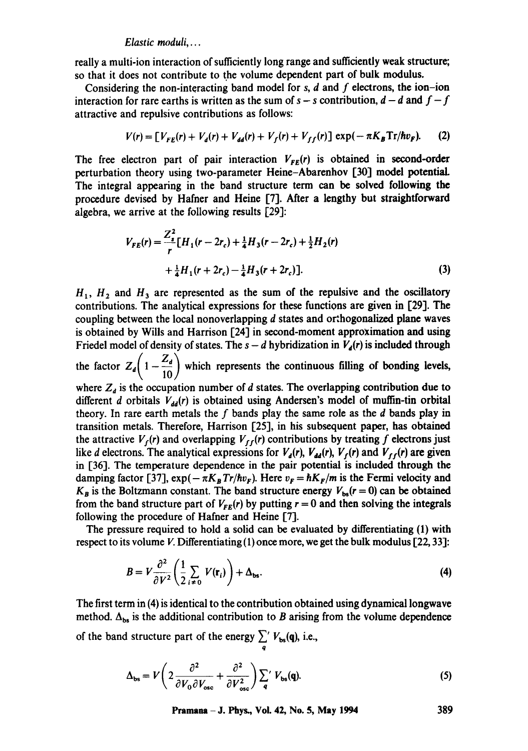really a multi-ion interaction of sufficiently long range and sufficiently weak structure; so that it does not contribute to the volume dependent part of bulk modulus.

Considering the non-interacting band model for $s$, $d$ and $f$ electrons, the ion–ion interaction for rare earths is written as the sum of $s-s$ contribution, $d-d$ and $f-f$ attractive and repulsive contributions as follows:

$$V(r) = [V_{FE}(r) + V_d(r) + V_{dd}(r) + V_f(r) + V_{ff}(r)] \exp(-\pi K_B \mathrm{Tr}/\hbar v_F). \tag{2}$$

The free electron part of pair interaction $V_{FE}(r)$ is obtained in second-order perturbation theory using two-parameter Heine–Abarenhov [30] model potential. The integral appearing in the band structure term can be solved following the procedure devised by Hafner and Heine [7]. After a lengthy but straightforward algebra, we arrive at the following results [29]:

$$V_{FE}(r) = \frac{Z_s^2}{r}[H_1(r-2r_c) + \tfrac{1}{4}H_3(r-2r_c) + \tfrac{1}{2}H_2(r) + \tfrac{1}{4}H_1(r+2r_c) - \tfrac{1}{4}H_3(r+2r_c)]. \tag{3}$$

$H_1$, $H_2$ and $H_3$ are represented as the sum of the repulsive and the oscillatory contributions. The analytical expressions for these functions are given in [29]. The coupling between the local nonoverlapping $d$ states and orthogonalized plane waves is obtained by Wills and Harrison [24] in second-moment approximation and using Friedel model of density of states. The $s-d$ hybridization in $V_d(r)$ is included through the factor $Z_d\left(1 - \frac{Z_d}{10}\right)$ which represents the continuous filling of bonding levels, where $Z_d$ is the occupation number of $d$ states. The overlapping contribution due to different $d$ orbitals $V_{dd}(r)$ is obtained using Andersen's model of muffin-tin orbital theory. In rare earth metals the $f$ bands play the same role as the $d$ bands play in transition metals. Therefore, Harrison [25], in his subsequent paper, has obtained the attractive $V_f(r)$ and overlapping $V_{ff}(r)$ contributions by treating $f$ electrons just like $d$ electrons. The analytical expressions for $V_d(r)$, $V_{dd}(r)$, $V_f(r)$ and $V_{ff}(r)$ are given in [36]. The temperature dependence in the pair potential is included through the damping factor [37], $\exp(-\pi K_B Tr/\hbar v_F)$. Here $v_F = \hbar K_F/m$ is the Fermi velocity and $K_B$ is the Boltzmann constant. The band structure energy $V_{bs}(r=0)$ can be obtained from the band structure part of $V_{FE}(r)$ by putting $r=0$ and then solving the integrals following the procedure of Hafner and Heine [7].

The pressure required to hold a solid can be evaluated by differentiating (1) with respect to its volume $V$. Differentiating (1) once more, we get the bulk modulus [22, 33]:

$$B = V\frac{\partial^2}{\partial V^2}\left(\frac{1}{2}\sum_{i \neq 0} V(\mathbf{r}_i)\right) + \Delta_{bs}. \tag{4}$$

The first term in (4) is identical to the contribution obtained using dynamical longwave method. $\Delta_{bs}$ is the additional contribution to $B$ arising from the volume dependence of the band structure part of the energy $\sum_q' V_{bs}(\mathbf{q})$, i.e.,

$$\Delta_{bs} = V\left(2\frac{\partial^2}{\partial V_0 \partial V_{osc}} + \frac{\partial^2}{\partial V_{osc}^2}\right)\sum_q' V_{bs}(\mathbf{q}). \tag{5}$$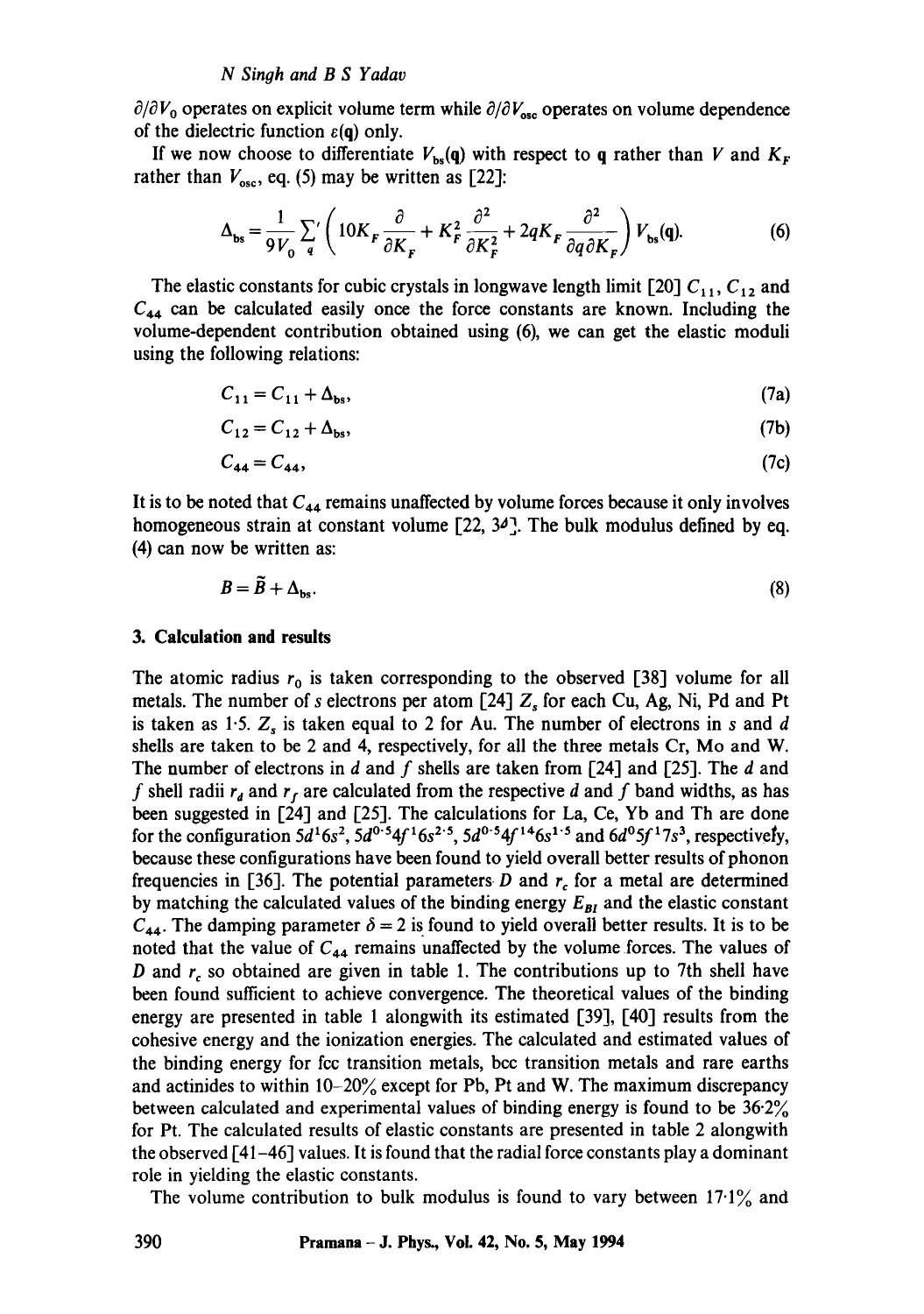$\partial/\partial V_0$ operates on explicit volume term while $\partial/\partial V_{osc}$ operates on volume dependence of the dielectric function $\varepsilon(\mathbf{q})$ only.

If we now choose to differentiate $V_{bs}(\mathbf{q})$ with respect to $\mathbf{q}$ rather than $V$ and $K_F$ rather than $V_{osc}$, eq. (5) may be written as [22]:

$$\Delta_{bs} = \frac{1}{9V_0} \sum_q{}' \left( 10K_F \frac{\partial}{\partial K_F} + K_F^2 \frac{\partial^2}{\partial K_F^2} + 2qK_F \frac{\partial^2}{\partial q \partial K_F} \right) V_{bs}(\mathbf{q}). \tag{6}$$

The elastic constants for cubic crystals in longwave length limit [20] $C_{11}$, $C_{12}$ and $C_{44}$ can be calculated easily once the force constants are known. Including the volume-dependent contribution obtained using (6), we can get the elastic moduli using the following relations:

$$C_{11} = C_{11} + \Delta_{bs}, \tag{7a}$$

$$C_{12} = C_{12} + \Delta_{bs}, \tag{7b}$$

$$C_{44} = C_{44}, \tag{7c}$$

It is to be noted that $C_{44}$ remains unaffected by volume forces because it only involves homogeneous strain at constant volume [22, 34]. The bulk modulus defined by eq. (4) can now be written as:

$$B = \tilde{B} + \Delta_{bs}. \tag{8}$$

## 3. Calculation and results

The atomic radius $r_0$ is taken corresponding to the observed [38] volume for all metals. The number of $s$ electrons per atom [24] $Z_s$ for each Cu, Ag, Ni, Pd and Pt is taken as 1·5. $Z_s$ is taken equal to 2 for Au. The number of electrons in $s$ and $d$ shells are taken to be 2 and 4, respectively, for all the three metals Cr, Mo and W. The number of electrons in $d$ and $f$ shells are taken from [24] and [25]. The $d$ and $f$ shell radii $r_d$ and $r_f$ are calculated from the respective $d$ and $f$ band widths, as has been suggested in [24] and [25]. The calculations for La, Ce, Yb and Th are done for the configuration $5d^1 6s^2$, $5d^{0\cdot5} 4f^1 6s^{2\cdot5}$, $5d^{0\cdot5} 4f^{14} 6s^{1\cdot5}$ and $6d^0 5f^1 7s^3$, respectively, because these configurations have been found to yield overall better results of phonon frequencies in [36]. The potential parameters $D$ and $r_c$ for a metal are determined by matching the calculated values of the binding energy $E_{BI}$ and the elastic constant $C_{44}$. The damping parameter $\delta = 2$ is found to yield overall better results. It is to be noted that the value of $C_{44}$ remains unaffected by the volume forces. The values of $D$ and $r_c$ so obtained are given in table 1. The contributions up to 7th shell have been found sufficient to achieve convergence. The theoretical values of the binding energy are presented in table 1 alongwith its estimated [39], [40] results from the cohesive energy and the ionization energies. The calculated and estimated values of the binding energy for fcc transition metals, bcc transition metals and rare earths and actinides to within 10–20% except for Pb, Pt and W. The maximum discrepancy between calculated and experimental values of binding energy is found to be 36·2% for Pt. The calculated results of elastic constants are presented in table 2 alongwith the observed [41–46] values. It is found that the radial force constants play a dominant role in yielding the elastic constants.

The volume contribution to bulk modulus is found to vary between 17·1% and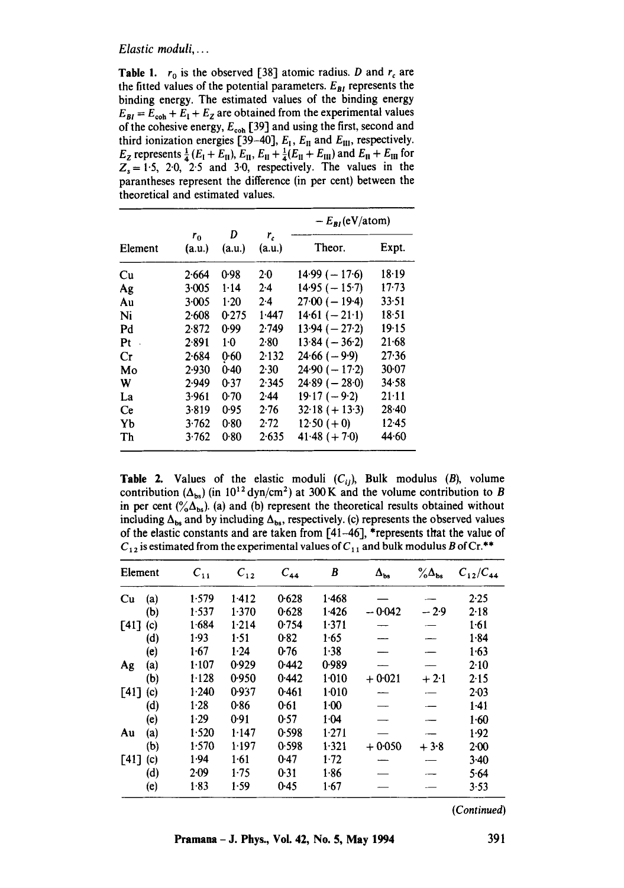*Elastic moduli,...*

**Table 1.** $r_0$ is the observed [38] atomic radius. $D$ and $r_c$ are the fitted values of the potential parameters. $E_{BI}$ represents the binding energy. The estimated values of the binding energy $E_{BI} = E_{coh} + E_I + E_Z$ are obtained from the experimental values of the cohesive energy, $E_{coh}$ [39] and using the first, second and third ionization energies [39–40], $E_I$, $E_{II}$ and $E_{III}$, respectively. $E_Z$ represents $\frac{1}{4}(E_I + E_{II})$, $E_{II}$, $E_{II} + \frac{1}{4}(E_{II} + E_{III})$ and $E_{II} + E_{III}$ for $Z_s = 1{\cdot}5$, $2{\cdot}0$, $2{\cdot}5$ and $3{\cdot}0$, respectively. The values in the parantheses represent the difference (in per cent) between the theoretical and estimated values.

| Element | $r_0$ (a.u.) | $D$ (a.u.) | $r_c$ (a.u.) | $-E_{BI}$ (eV/atom) | |
|---|---|---|---|---|---|
| | | | | Theor. | Expt. |
| Cu | 2·664 | 0·98 | 2·0 | 14·99 (−17·6) | 18·19 |
| Ag | 3·005 | 1·14 | 2·4 | 14·95 (−15·7) | 17·73 |
| Au | 3·005 | 1·20 | 2·4 | 27·00 (−19·4) | 33·51 |
| Ni | 2·608 | 0·275 | 1·447 | 14·61 (−21·1) | 18·51 |
| Pd | 2·872 | 0·99 | 2·749 | 13·94 (−27·2) | 19·15 |
| Pt | 2·891 | 1·0 | 2·80 | 13·84 (−36·2) | 21·68 |
| Cr | 2·684 | 0·60 | 2·132 | 24·66 (−9·9) | 27·36 |
| Mo | 2·930 | 0·40 | 2·30 | 24·90 (−17·2) | 30·07 |
| W | 2·949 | 0·37 | 2·345 | 24·89 (−28·0) | 34·58 |
| La | 3·961 | 0·70 | 2·44 | 19·17 (−9·2) | 21·11 |
| Ce | 3·819 | 0·95 | 2·76 | 32·18 (+13·3) | 28·40 |
| Yb | 3·762 | 0·80 | 2·72 | 12·50 (+0) | 12·45 |
| Th | 3·762 | 0·80 | 2·635 | 41·48 (+7·0) | 44·60 |

**Table 2.** Values of the elastic moduli ($C_{ij}$), Bulk modulus ($B$), volume contribution ($\Delta_{bs}$) (in $10^{12}$ dyn/cm$^2$) at 300 K and the volume contribution to $B$ in per cent ($\%\Delta_{bs}$). (a) and (b) represent the theoretical results obtained without including $\Delta_{bs}$ and by including $\Delta_{bs}$, respectively. (c) represents the observed values of the elastic constants and are taken from [41–46], *represents that the value of $C_{12}$ is estimated from the experimental values of $C_{11}$ and bulk modulus $B$ of Cr.**

| Element | | $C_{11}$ | $C_{12}$ | $C_{44}$ | $B$ | $\Delta_{bs}$ | $\%\Delta_{bs}$ | $C_{12}/C_{44}$ |
|---|---|---|---|---|---|---|---|---|
| Cu | (a) | 1·579 | 1·412 | 0·628 | 1·468 | — | — | 2·25 |
| | (b) | 1·537 | 1·370 | 0·628 | 1·426 | −0·042 | −2·9 | 2·18 |
| [41] | (c) | 1·684 | 1·214 | 0·754 | 1·371 | — | — | 1·61 |
| | (d) | 1·93 | 1·51 | 0·82 | 1·65 | — | — | 1·84 |
| | (e) | 1·67 | 1·24 | 0·76 | 1·38 | — | — | 1·63 |
| Ag | (a) | 1·107 | 0·929 | 0·442 | 0·989 | — | — | 2·10 |
| | (b) | 1·128 | 0·950 | 0·442 | 1·010 | +0·021 | +2·1 | 2·15 |
| [41] | (c) | 1·240 | 0·937 | 0·461 | 1·010 | — | — | 2·03 |
| | (d) | 1·28 | 0·86 | 0·61 | 1·00 | — | — | 1·41 |
| | (e) | 1·29 | 0·91 | 0·57 | 1·04 | — | — | 1·60 |
| Au | (a) | 1·520 | 1·147 | 0·598 | 1·271 | — | — | 1·92 |
| | (b) | 1·570 | 1·197 | 0·598 | 1·321 | +0·050 | +3·8 | 2·00 |
| [41] | (c) | 1·94 | 1·61 | 0·47 | 1·72 | — | — | 3·40 |
| | (d) | 2·09 | 1·75 | 0·31 | 1·86 | — | — | 5·64 |
| | (e) | 1·83 | 1·59 | 0·45 | 1·67 | — | — | 3·53 |

*(Continued)*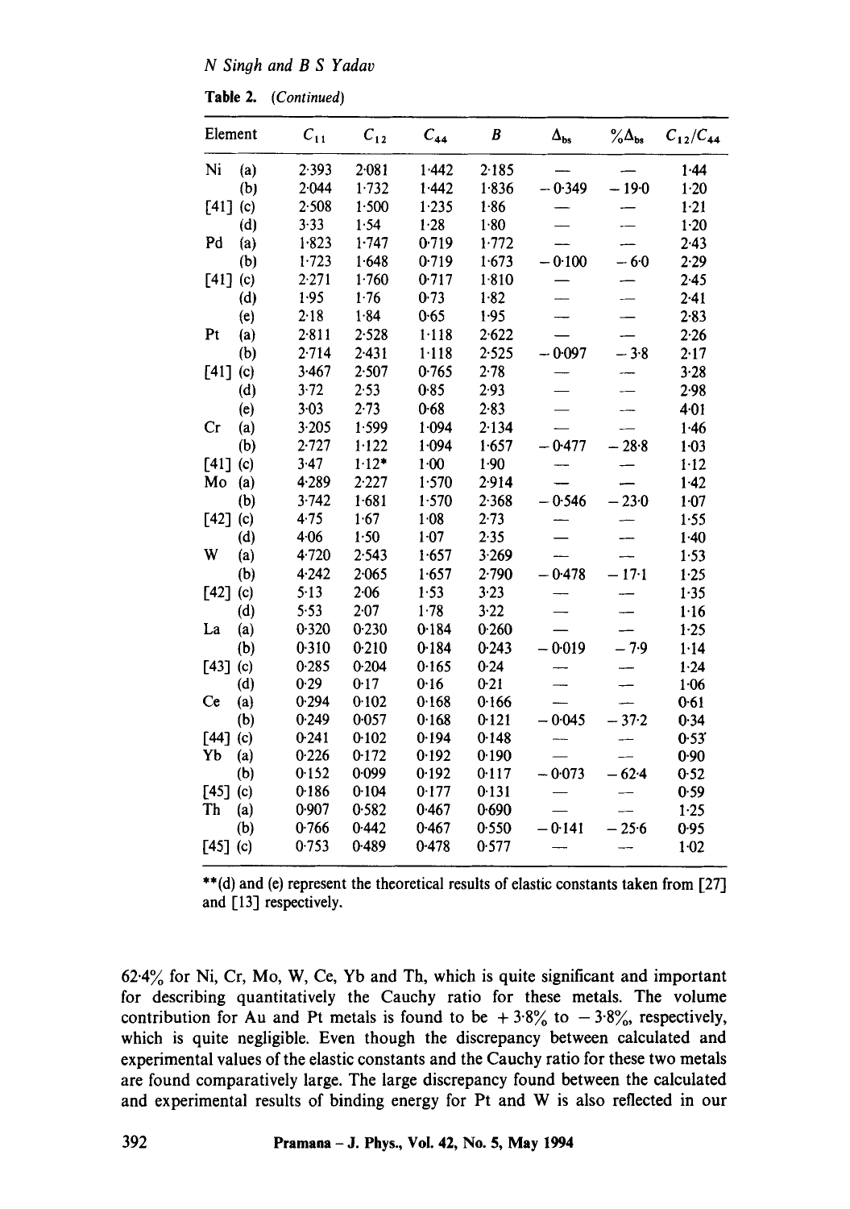Table 2. (Continued)

| Element | | $C_{11}$ | $C_{12}$ | $C_{44}$ | $B$ | $\Delta_{bs}$ | $\%\Delta_{bs}$ | $C_{12}/C_{44}$ |
|---|---|---|---|---|---|---|---|---|
| Ni | (a) | 2·393 | 2·081 | 1·442 | 2·185 | — | — | 1·44 |
| | (b) | 2·044 | 1·732 | 1·442 | 1·836 | −0·349 | −19·0 | 1·20 |
| [41] | (c) | 2·508 | 1·500 | 1·235 | 1·86 | — | — | 1·21 |
| | (d) | 3·33 | 1·54 | 1·28 | 1·80 | — | — | 1·20 |
| Pd | (a) | 1·823 | 1·747 | 0·719 | 1·772 | — | — | 2·43 |
| | (b) | 1·723 | 1·648 | 0·719 | 1·673 | −0·100 | −6·0 | 2·29 |
| [41] | (c) | 2·271 | 1·760 | 0·717 | 1·810 | — | — | 2·45 |
| | (d) | 1·95 | 1·76 | 0·73 | 1·82 | — | — | 2·41 |
| | (e) | 2·18 | 1·84 | 0·65 | 1·95 | — | — | 2·83 |
| Pt | (a) | 2·811 | 2·528 | 1·118 | 2·622 | — | — | 2·26 |
| | (b) | 2·714 | 2·431 | 1·118 | 2·525 | −0·097 | −3·8 | 2·17 |
| [41] | (c) | 3·467 | 2·507 | 0·765 | 2·78 | — | — | 3·28 |
| | (d) | 3·72 | 2·53 | 0·85 | 2·93 | — | — | 2·98 |
| | (e) | 3·03 | 2·73 | 0·68 | 2·83 | — | — | 4·01 |
| Cr | (a) | 3·205 | 1·599 | 1·094 | 2·134 | — | — | 1·46 |
| | (b) | 2·727 | 1·122 | 1·094 | 1·657 | −0·477 | −28·8 | 1·03 |
| [41] | (c) | 3·47 | 1·12* | 1·00 | 1·90 | — | — | 1·12 |
| Mo | (a) | 4·289 | 2·227 | 1·570 | 2·914 | — | — | 1·42 |
| | (b) | 3·742 | 1·681 | 1·570 | 2·368 | −0·546 | −23·0 | 1·07 |
| [42] | (c) | 4·75 | 1·67 | 1·08 | 2·73 | — | — | 1·55 |
| | (d) | 4·06 | 1·50 | 1·07 | 2·35 | — | — | 1·40 |
| W | (a) | 4·720 | 2·543 | 1·657 | 3·269 | — | — | 1·53 |
| | (b) | 4·242 | 2·065 | 1·657 | 2·790 | −0·478 | −17·1 | 1·25 |
| [42] | (c) | 5·13 | 2·06 | 1·53 | 3·23 | — | — | 1·35 |
| | (d) | 5·53 | 2·07 | 1·78 | 3·22 | — | — | 1·16 |
| La | (a) | 0·320 | 0·230 | 0·184 | 0·260 | — | — | 1·25 |
| | (b) | 0·310 | 0·210 | 0·184 | 0·243 | −0·019 | −7·9 | 1·14 |
| [43] | (c) | 0·285 | 0·204 | 0·165 | 0·24 | — | — | 1·24 |
| | (d) | 0·29 | 0·17 | 0·16 | 0·21 | — | — | 1·06 |
| Ce | (a) | 0·294 | 0·102 | 0·168 | 0·166 | — | — | 0·61 |
| | (b) | 0·249 | 0·057 | 0·168 | 0·121 | −0·045 | −37·2 | 0·34 |
| [44] | (c) | 0·241 | 0·102 | 0·194 | 0·148 | — | — | 0·53 |
| Yb | (a) | 0·226 | 0·172 | 0·192 | 0·190 | — | — | 0·90 |
| | (b) | 0·152 | 0·099 | 0·192 | 0·117 | −0·073 | −62·4 | 0·52 |
| [45] | (c) | 0·186 | 0·104 | 0·177 | 0·131 | — | — | 0·59 |
| Th | (a) | 0·907 | 0·582 | 0·467 | 0·690 | — | — | 1·25 |
| | (b) | 0·766 | 0·442 | 0·467 | 0·550 | −0·141 | −25·6 | 0·95 |
| [45] | (c) | 0·753 | 0·489 | 0·478 | 0·577 | — | — | 1·02 |

**(d) and (e) represent the theoretical results of elastic constants taken from [27] and [13] respectively.

62·4% for Ni, Cr, Mo, W, Ce, Yb and Th, which is quite significant and important for describing quantitatively the Cauchy ratio for these metals. The volume contribution for Au and Pt metals is found to be +3·8% to −3·8%, respectively, which is quite negligible. Even though the discrepancy between calculated and experimental values of the elastic constants and the Cauchy ratio for these two metals are found comparatively large. The large discrepancy found between the calculated and experimental results of binding energy for Pt and W is also reflected in our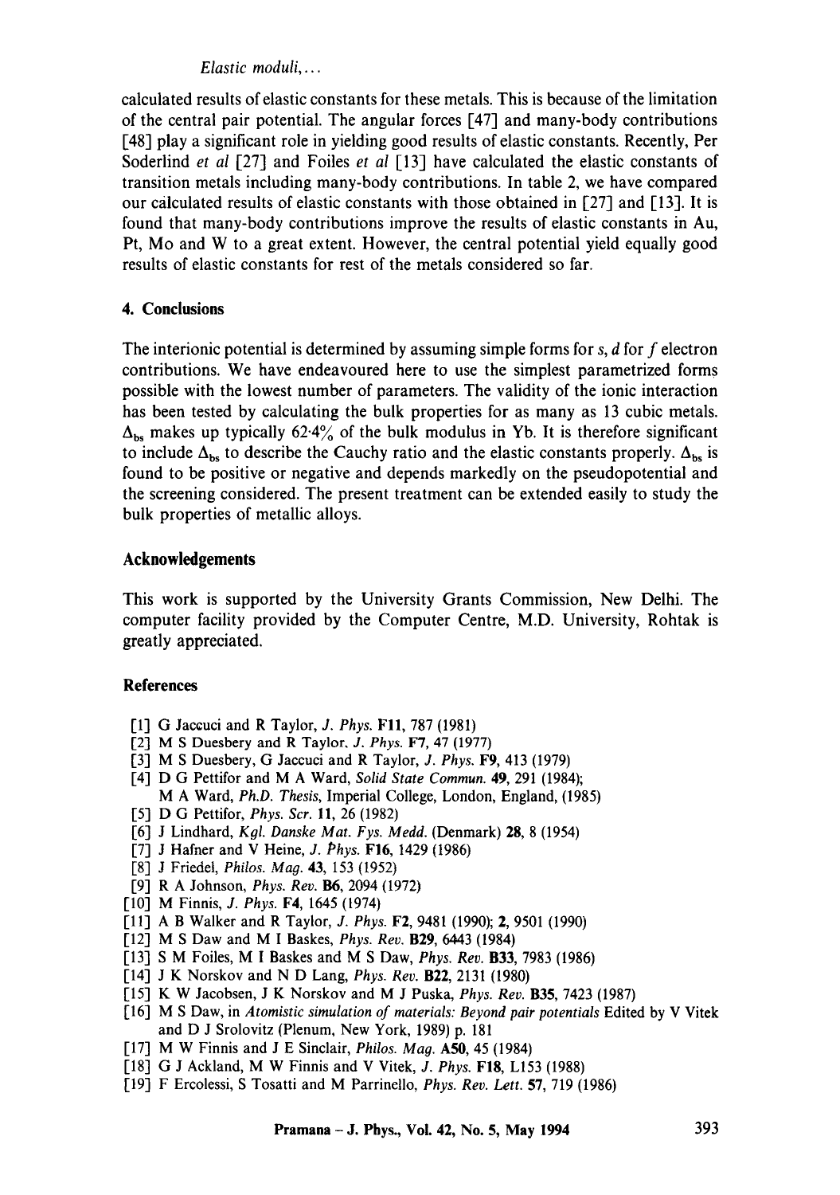calculated results of elastic constants for these metals. This is because of the limitation of the central pair potential. The angular forces [47] and many-body contributions [48] play a significant role in yielding good results of elastic constants. Recently, Per Soderlind *et al* [27] and Foiles *et al* [13] have calculated the elastic constants of transition metals including many-body contributions. In table 2, we have compared our calculated results of elastic constants with those obtained in [27] and [13]. It is found that many-body contributions improve the results of elastic constants in Au, Pt, Mo and W to a great extent. However, the central potential yield equally good results of elastic constants for rest of the metals considered so far.

## 4. Conclusions

The interionic potential is determined by assuming simple forms for *s*, *d* for *f* electron contributions. We have endeavoured here to use the simplest parametrized forms possible with the lowest number of parameters. The validity of the ionic interaction has been tested by calculating the bulk properties for as many as 13 cubic metals. $\Delta_{bs}$ makes up typically 62·4% of the bulk modulus in Yb. It is therefore significant to include $\Delta_{bs}$ to describe the Cauchy ratio and the elastic constants properly. $\Delta_{bs}$ is found to be positive or negative and depends markedly on the pseudopotential and the screening considered. The present treatment can be extended easily to study the bulk properties of metallic alloys.

## Acknowledgements

This work is supported by the University Grants Commission, New Delhi. The computer facility provided by the Computer Centre, M.D. University, Rohtak is greatly appreciated.

## References

[1] G Jaccuci and R Taylor, *J. Phys.* **F11**, 787 (1981)
[2] M S Duesbery and R Taylor, *J. Phys.* **F7**, 47 (1977)
[3] M S Duesbery, G Jaccuci and R Taylor, *J. Phys.* **F9**, 413 (1979)
[4] D G Pettifor and M A Ward, *Solid State Commun.* **49**, 291 (1984); M A Ward, *Ph.D. Thesis*, Imperial College, London, England, (1985)
[5] D G Pettifor, *Phys. Scr.* **11**, 26 (1982)
[6] J Lindhard, *Kgl. Danske Mat. Fys. Medd.* (Denmark) **28**, 8 (1954)
[7] J Hafner and V Heine, *J. Phys.* **F16**, 1429 (1986)
[8] J Friedel, *Philos. Mag.* **43**, 153 (1952)
[9] R A Johnson, *Phys. Rev.* **B6**, 2094 (1972)
[10] M Finnis, *J. Phys.* **F4**, 1645 (1974)
[11] A B Walker and R Taylor, *J. Phys.* **F2**, 9481 (1990); **2**, 9501 (1990)
[12] M S Daw and M I Baskes, *Phys. Rev.* **B29**, 6443 (1984)
[13] S M Foiles, M I Baskes and M S Daw, *Phys. Rev.* **B33**, 7983 (1986)
[14] J K Norskov and N D Lang, *Phys. Rev.* **B22**, 2131 (1980)
[15] K W Jacobsen, J K Norskov and M J Puska, *Phys. Rev.* **B35**, 7423 (1987)
[16] M S Daw, in *Atomistic simulation of materials: Beyond pair potentials* Edited by V Vitek and D J Srolovitz (Plenum, New York, 1989) p. 181
[17] M W Finnis and J E Sinclair, *Philos. Mag.* **A50**, 45 (1984)
[18] G J Ackland, M W Finnis and V Vitek, *J. Phys.* **F18**, L153 (1988)
[19] F Ercolessi, S Tosatti and M Parrinello, *Phys. Rev. Lett.* **57**, 719 (1986)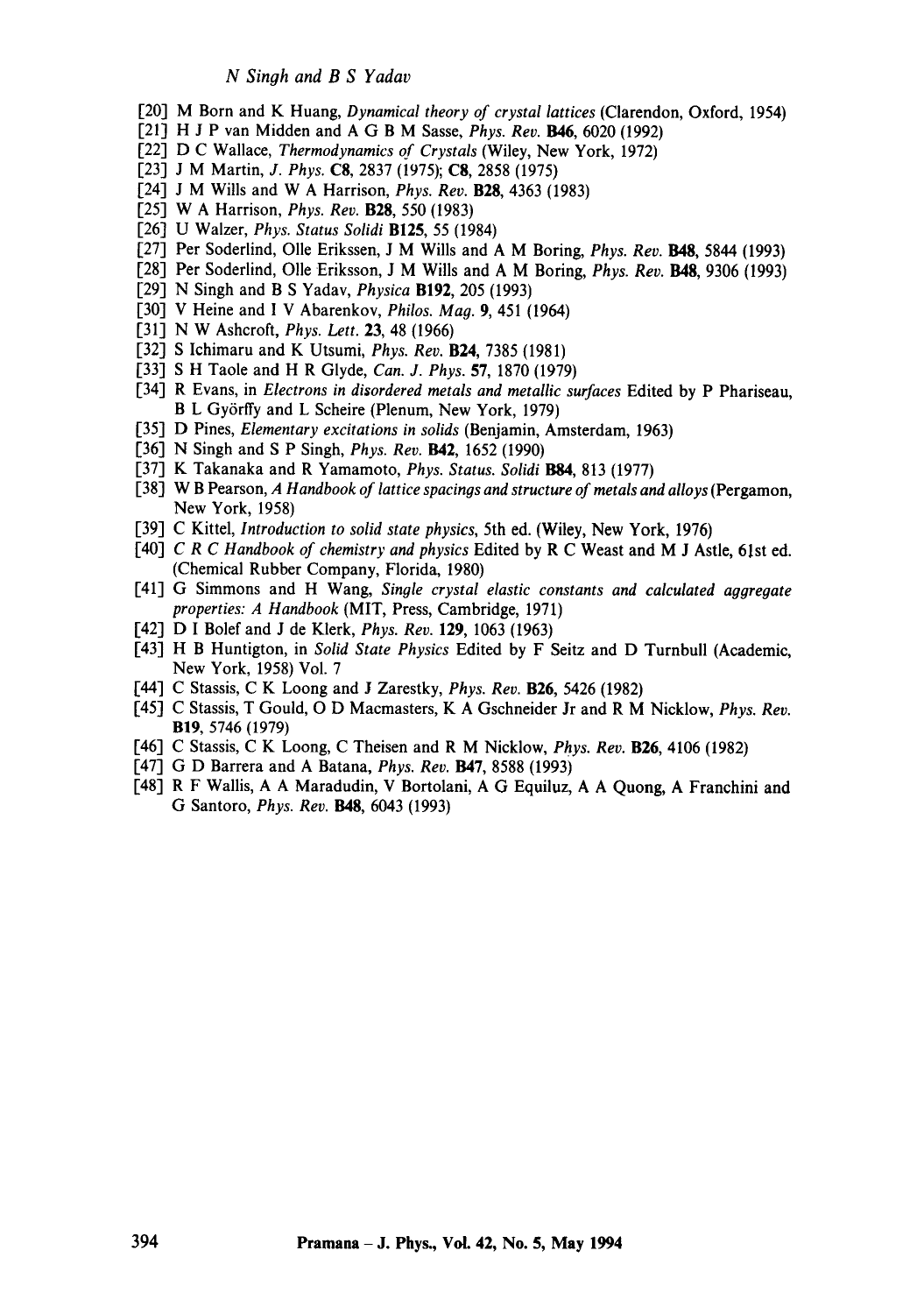[20] M Born and K Huang, *Dynamical theory of crystal lattices* (Clarendon, Oxford, 1954)
[21] H J P van Midden and A G B M Sasse, *Phys. Rev.* **B46**, 6020 (1992)
[22] D C Wallace, *Thermodynamics of Crystals* (Wiley, New York, 1972)
[23] J M Martin, *J. Phys.* **C8**, 2837 (1975); **C8**, 2858 (1975)
[24] J M Wills and W A Harrison, *Phys. Rev.* **B28**, 4363 (1983)
[25] W A Harrison, *Phys. Rev.* **B28**, 550 (1983)
[26] U Walzer, *Phys. Status Solidi* **B125**, 55 (1984)
[27] Per Soderlind, Olle Erikssen, J M Wills and A M Boring, *Phys. Rev.* **B48**, 5844 (1993)
[28] Per Soderlind, Olle Eriksson, J M Wills and A M Boring, *Phys. Rev.* **B48**, 9306 (1993)
[29] N Singh and B S Yadav, *Physica* **B192**, 205 (1993)
[30] V Heine and I V Abarenkov, *Philos. Mag.* **9**, 451 (1964)
[31] N W Ashcroft, *Phys. Lett.* **23**, 48 (1966)
[32] S Ichimaru and K Utsumi, *Phys. Rev.* **B24**, 7385 (1981)
[33] S H Taole and H R Glyde, *Can. J. Phys.* **57**, 1870 (1979)
[34] R Evans, in *Electrons in disordered metals and metallic surfaces* Edited by P Phariseau, B L Györffy and L Scheire (Plenum, New York, 1979)
[35] D Pines, *Elementary excitations in solids* (Benjamin, Amsterdam, 1963)
[36] N Singh and S P Singh, *Phys. Rev.* **B42**, 1652 (1990)
[37] K Takanaka and R Yamamoto, *Phys. Status. Solidi* **B84**, 813 (1977)
[38] W B Pearson, *A Handbook of lattice spacings and structure of metals and alloys* (Pergamon, New York, 1958)
[39] C Kittel, *Introduction to solid state physics*, 5th ed. (Wiley, New York, 1976)
[40] *C R C Handbook of chemistry and physics* Edited by R C Weast and M J Astle, 61st ed. (Chemical Rubber Company, Florida, 1980)
[41] G Simmons and H Wang, *Single crystal elastic constants and calculated aggregate properties: A Handbook* (MIT, Press, Cambridge, 1971)
[42] D I Bolef and J de Klerk, *Phys. Rev.* **129**, 1063 (1963)
[43] H B Huntigton, in *Solid State Physics* Edited by F Seitz and D Turnbull (Academic, New York, 1958) Vol. 7
[44] C Stassis, C K Loong and J Zarestky, *Phys. Rev.* **B26**, 5426 (1982)
[45] C Stassis, T Gould, O D Macmasters, K A Gschneider Jr and R M Nicklow, *Phys. Rev.* **B19**, 5746 (1979)
[46] C Stassis, C K Loong, C Theisen and R M Nicklow, *Phys. Rev.* **B26**, 4106 (1982)
[47] G D Barrera and A Batana, *Phys. Rev.* **B47**, 8588 (1993)
[48] R F Wallis, A A Maradudin, V Bortolani, A G Equiluz, A A Quong, A Franchini and G Santoro, *Phys. Rev.* **B48**, 6043 (1993)